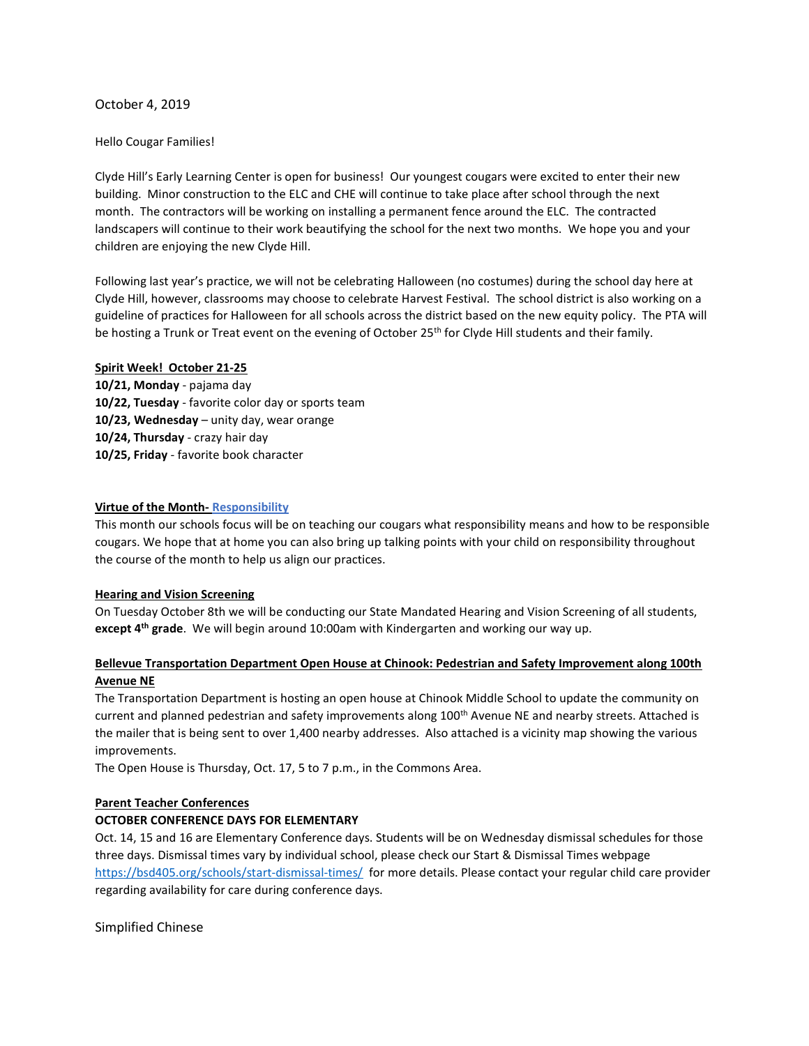October 4, 2019

Hello Cougar Families!

Clyde Hill's Early Learning Center is open for business! Our youngest cougars were excited to enter their new building. Minor construction to the ELC and CHE will continue to take place after school through the next month. The contractors will be working on installing a permanent fence around the ELC. The contracted landscapers will continue to their work beautifying the school for the next two months. We hope you and your children are enjoying the new Clyde Hill.

Following last year's practice, we will not be celebrating Halloween (no costumes) during the school day here at Clyde Hill, however, classrooms may choose to celebrate Harvest Festival. The school district is also working on a guideline of practices for Halloween for all schools across the district based on the new equity policy. The PTA will be hosting a Trunk or Treat event on the evening of October 25th for Clyde Hill students and their family.

**Spirit Week! October 21-25**

**10/21, Monday** - pajama day
**10/22, Tuesday** - favorite color day or sports team
**10/23, Wednesday** – unity day, wear orange
**10/24, Thursday** - crazy hair day
**10/25, Friday** - favorite book character

**Virtue of the Month- Responsibility**

This month our schools focus will be on teaching our cougars what responsibility means and how to be responsible cougars. We hope that at home you can also bring up talking points with your child on responsibility throughout the course of the month to help us align our practices.

**Hearing and Vision Screening**

On Tuesday October 8th we will be conducting our State Mandated Hearing and Vision Screening of all students, **except 4th grade**. We will begin around 10:00am with Kindergarten and working our way up.

**Bellevue Transportation Department Open House at Chinook: Pedestrian and Safety Improvement along 100th Avenue NE**

The Transportation Department is hosting an open house at Chinook Middle School to update the community on current and planned pedestrian and safety improvements along 100th Avenue NE and nearby streets. Attached is the mailer that is being sent to over 1,400 nearby addresses. Also attached is a vicinity map showing the various improvements.

The Open House is Thursday, Oct. 17, 5 to 7 p.m., in the Commons Area.

**Parent Teacher Conferences**

**OCTOBER CONFERENCE DAYS FOR ELEMENTARY**

Oct. 14, 15 and 16 are Elementary Conference days. Students will be on Wednesday dismissal schedules for those three days. Dismissal times vary by individual school, please check our Start & Dismissal Times webpage https://bsd405.org/schools/start-dismissal-times/ for more details. Please contact your regular child care provider regarding availability for care during conference days.

Simplified Chinese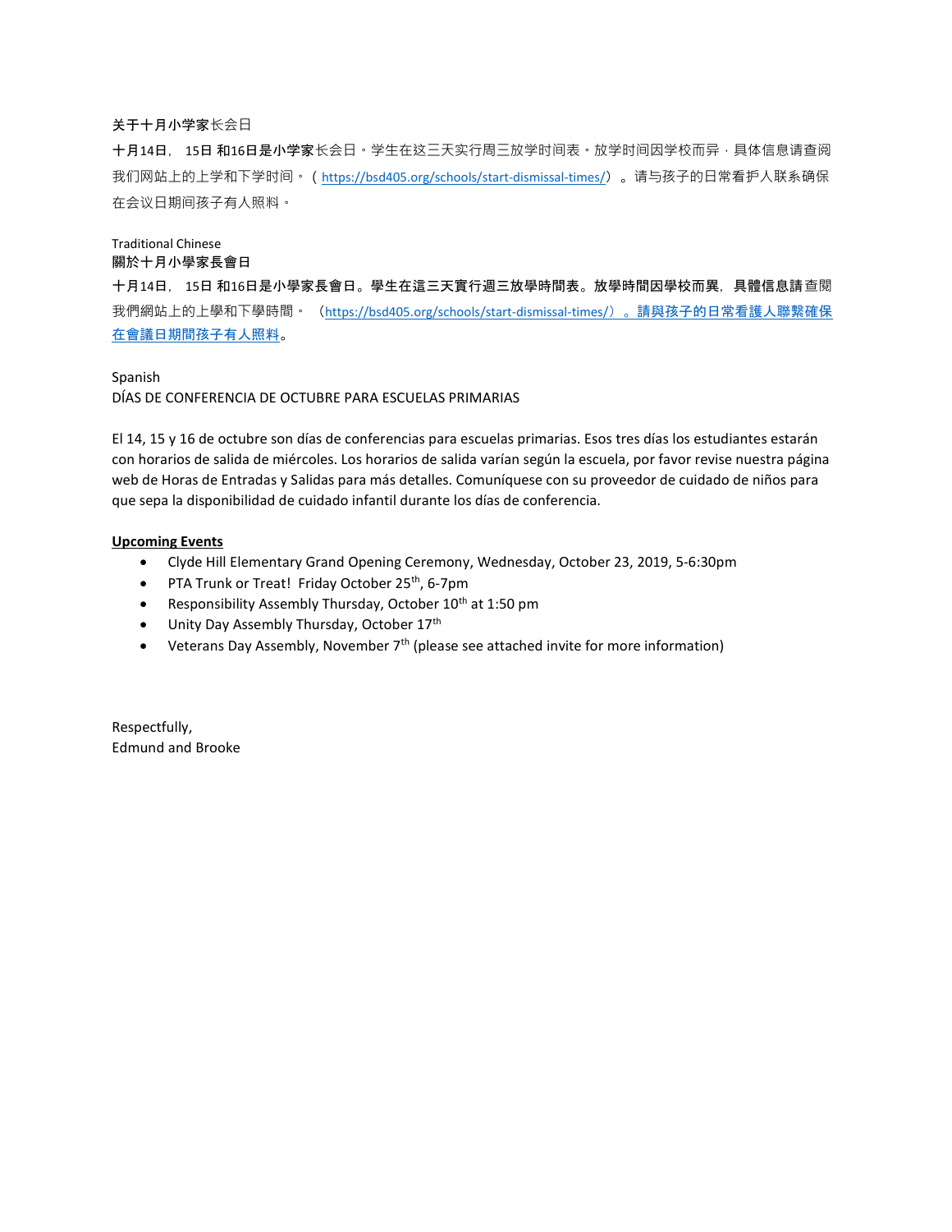**关于十月小学家**长会日

**十月14日， 15日 和16日是小学家**长会日。学生在这三天实行周三放学时间表。放学时间因学校而异，具体信息请查阅我们网站上的上学和下学时间。（ https://bsd405.org/schools/start-dismissal-times/） 。请与孩子的日常看护人联系确保在会议日期间孩子有人照料。

Traditional Chinese

**關於十月小學家長會日**

**十月14日， 15日 和16日是小學家長會日。學生在這三天實行週三放學時間表。放學時間因學校而異，具體信息請**查閱我們網站上的上學和下學時間。 （https://bsd405.org/schools/start-dismissal-times/）。請與孩子的日常看護人聯繫確保在會議日期間孩子有人照料。

Spanish

DÍAS DE CONFERENCIA DE OCTUBRE PARA ESCUELAS PRIMARIAS

El 14, 15 y 16 de octubre son días de conferencias para escuelas primarias. Esos tres días los estudiantes estarán con horarios de salida de miércoles. Los horarios de salida varían según la escuela, por favor revise nuestra página web de Horas de Entradas y Salidas para más detalles. Comuníquese con su proveedor de cuidado de niños para que sepa la disponibilidad de cuidado infantil durante los días de conferencia.

**Upcoming Events**

- Clyde Hill Elementary Grand Opening Ceremony, Wednesday, October 23, 2019, 5-6:30pm
- PTA Trunk or Treat! Friday October 25th, 6-7pm
- Responsibility Assembly Thursday, October 10th at 1:50 pm
- Unity Day Assembly Thursday, October 17th
- Veterans Day Assembly, November 7th (please see attached invite for more information)

Respectfully,
Edmund and Brooke